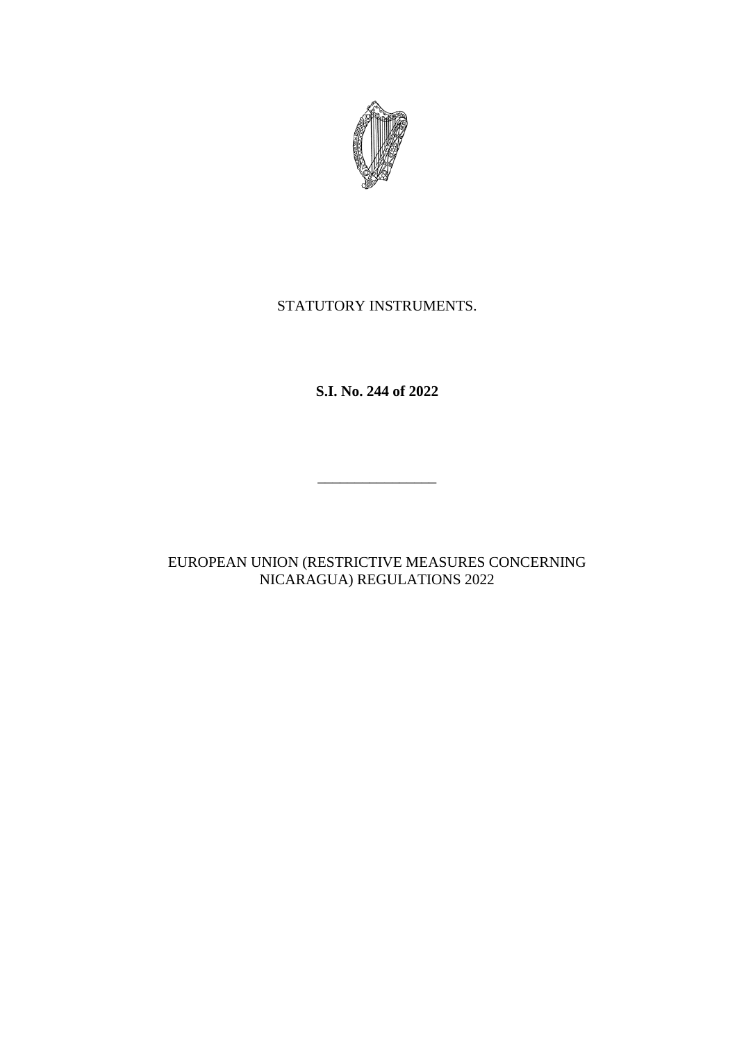STATUTORY INSTRUMENTS.

**S.I. No. 244 of 2022**

---

EUROPEAN UNION (RESTRICTIVE MEASURES CONCERNING NICARAGUA) REGULATIONS 2022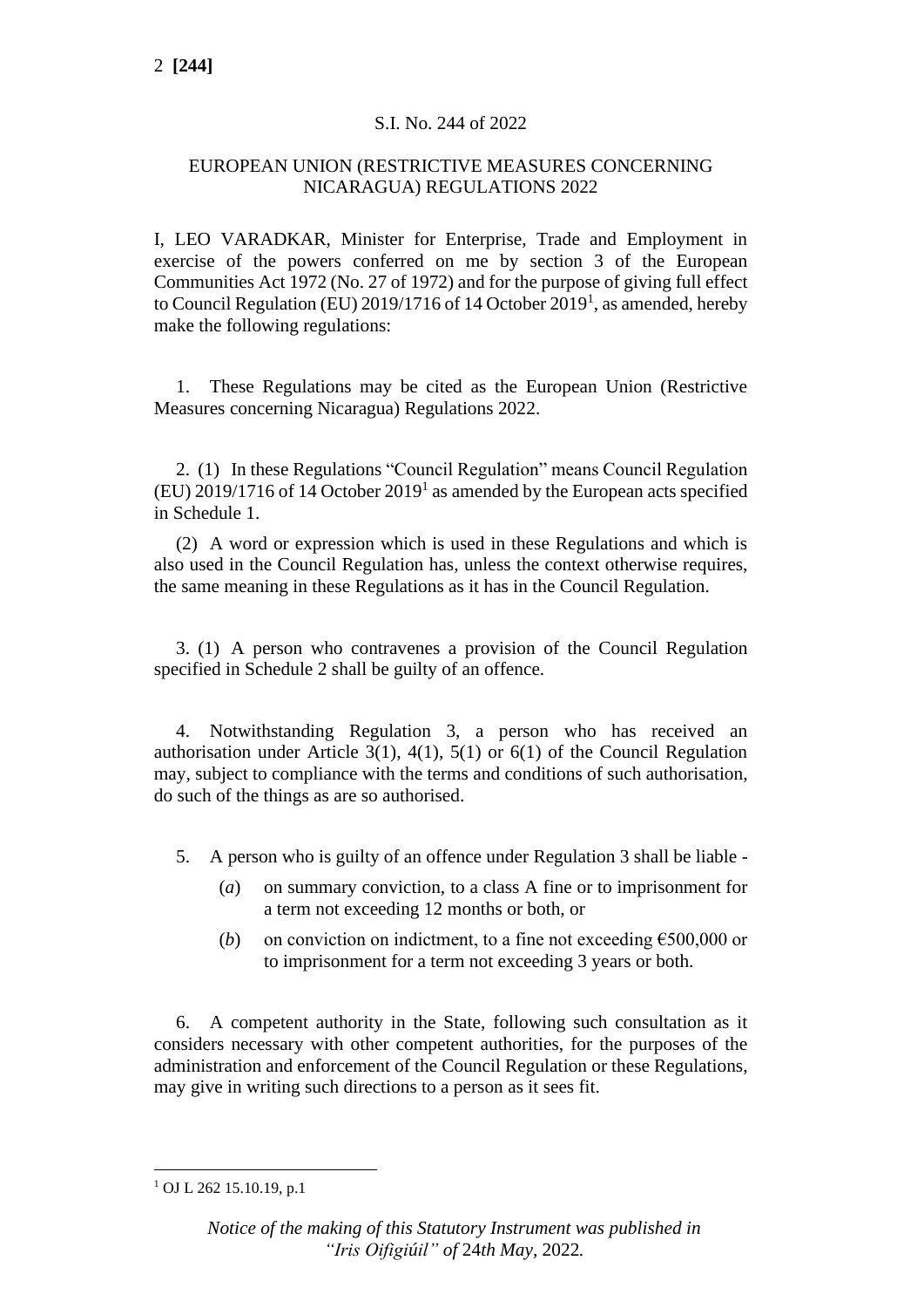S.I. No. 244 of 2022

EUROPEAN UNION (RESTRICTIVE MEASURES CONCERNING NICARAGUA) REGULATIONS 2022

I, LEO VARADKAR, Minister for Enterprise, Trade and Employment in exercise of the powers conferred on me by section 3 of the European Communities Act 1972 (No. 27 of 1972) and for the purpose of giving full effect to Council Regulation (EU) 2019/1716 of 14 October 2019[1], as amended, hereby make the following regulations:

1. These Regulations may be cited as the European Union (Restrictive Measures concerning Nicaragua) Regulations 2022.

2. (1) In these Regulations "Council Regulation" means Council Regulation (EU) 2019/1716 of 14 October 2019[1] as amended by the European acts specified in Schedule 1.

(2) A word or expression which is used in these Regulations and which is also used in the Council Regulation has, unless the context otherwise requires, the same meaning in these Regulations as it has in the Council Regulation.

3. (1) A person who contravenes a provision of the Council Regulation specified in Schedule 2 shall be guilty of an offence.

4. Notwithstanding Regulation 3, a person who has received an authorisation under Article 3(1), 4(1), 5(1) or 6(1) of the Council Regulation may, subject to compliance with the terms and conditions of such authorisation, do such of the things as are so authorised.

5. A person who is guilty of an offence under Regulation 3 shall be liable -

(*a*) on summary conviction, to a class A fine or to imprisonment for a term not exceeding 12 months or both, or

(*b*) on conviction on indictment, to a fine not exceeding €500,000 or to imprisonment for a term not exceeding 3 years or both.

6. A competent authority in the State, following such consultation as it considers necessary with other competent authorities, for the purposes of the administration and enforcement of the Council Regulation or these Regulations, may give in writing such directions to a person as it sees fit.

[1] OJ L 262 15.10.19, p.1

*Notice of the making of this Statutory Instrument was published in "Iris Oifigiúil" of 24th May, 2022.*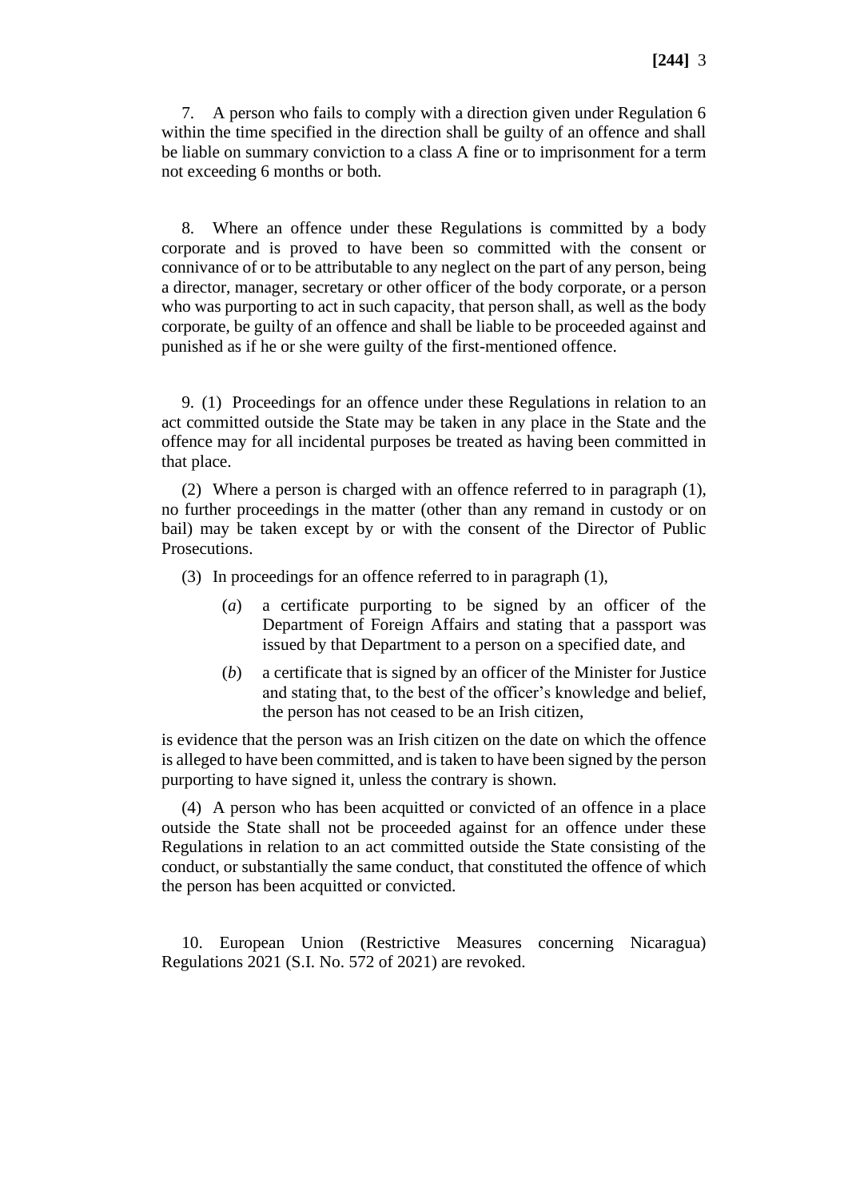7. A person who fails to comply with a direction given under Regulation 6 within the time specified in the direction shall be guilty of an offence and shall be liable on summary conviction to a class A fine or to imprisonment for a term not exceeding 6 months or both.

8. Where an offence under these Regulations is committed by a body corporate and is proved to have been so committed with the consent or connivance of or to be attributable to any neglect on the part of any person, being a director, manager, secretary or other officer of the body corporate, or a person who was purporting to act in such capacity, that person shall, as well as the body corporate, be guilty of an offence and shall be liable to be proceeded against and punished as if he or she were guilty of the first-mentioned offence.

9. (1) Proceedings for an offence under these Regulations in relation to an act committed outside the State may be taken in any place in the State and the offence may for all incidental purposes be treated as having been committed in that place.

(2) Where a person is charged with an offence referred to in paragraph (1), no further proceedings in the matter (other than any remand in custody or on bail) may be taken except by or with the consent of the Director of Public Prosecutions.

(3) In proceedings for an offence referred to in paragraph (1),

(*a*) a certificate purporting to be signed by an officer of the Department of Foreign Affairs and stating that a passport was issued by that Department to a person on a specified date, and

(*b*) a certificate that is signed by an officer of the Minister for Justice and stating that, to the best of the officer's knowledge and belief, the person has not ceased to be an Irish citizen,

is evidence that the person was an Irish citizen on the date on which the offence is alleged to have been committed, and is taken to have been signed by the person purporting to have signed it, unless the contrary is shown.

(4) A person who has been acquitted or convicted of an offence in a place outside the State shall not be proceeded against for an offence under these Regulations in relation to an act committed outside the State consisting of the conduct, or substantially the same conduct, that constituted the offence of which the person has been acquitted or convicted.

10. European Union (Restrictive Measures concerning Nicaragua) Regulations 2021 (S.I. No. 572 of 2021) are revoked.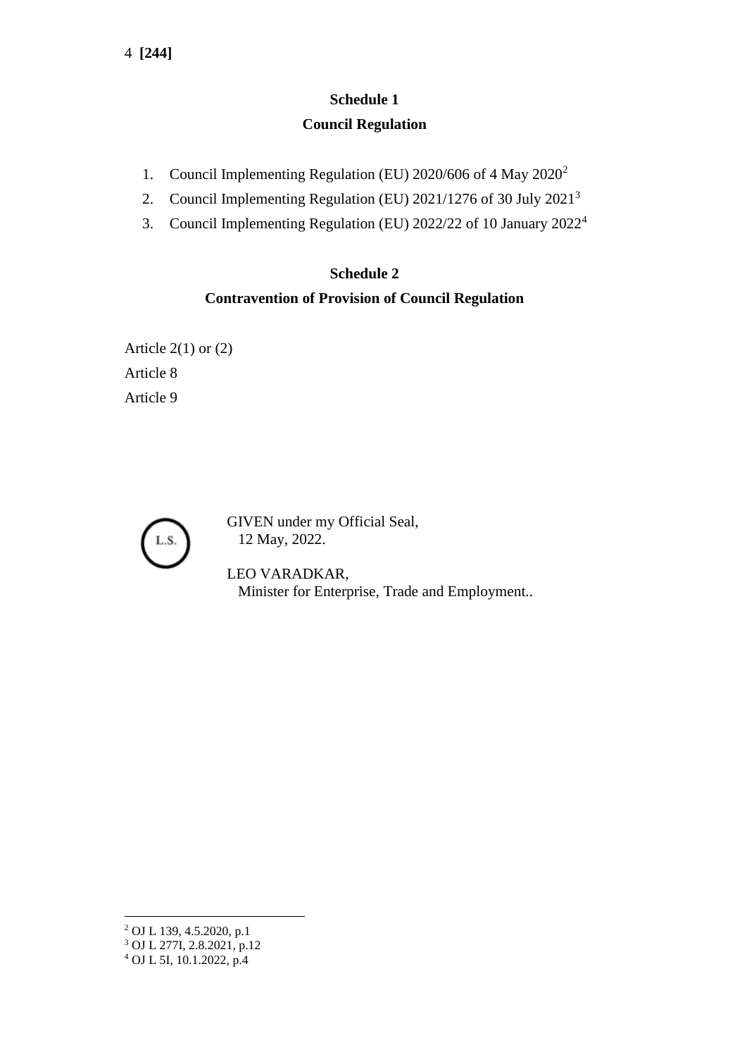## Schedule 1

### Council Regulation

1. Council Implementing Regulation (EU) 2020/606 of 4 May 2020[2]
2. Council Implementing Regulation (EU) 2021/1276 of 30 July 2021[3]
3. Council Implementing Regulation (EU) 2022/22 of 10 January 2022[4]

## Schedule 2

### Contravention of Provision of Council Regulation

Article 2(1) or (2)

Article 8

Article 9

L.S.

GIVEN under my Official Seal,
12 May, 2022.

LEO VARADKAR,
Minister for Enterprise, Trade and Employment..

---

[2] OJ L 139, 4.5.2020, p.1

[3] OJ L 277I, 2.8.2021, p.12

[4] OJ L 5I, 10.1.2022, p.4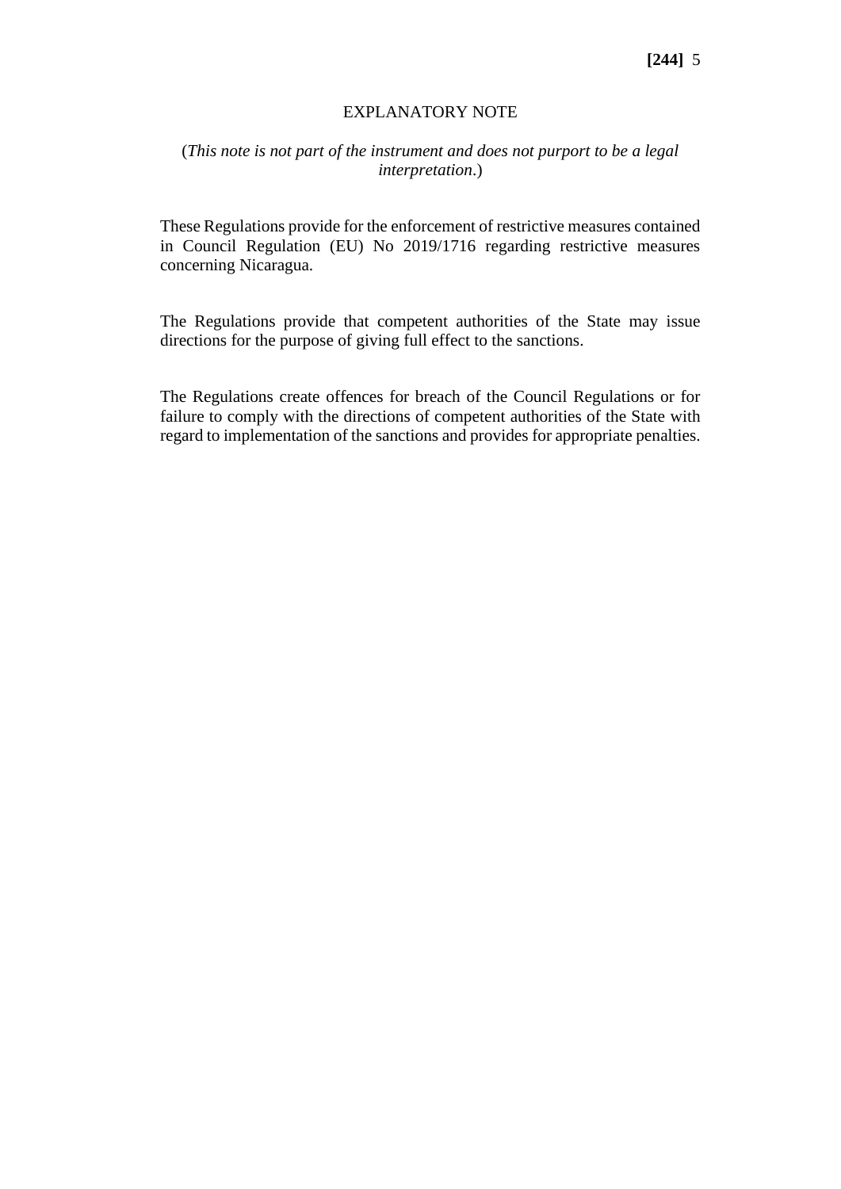## EXPLANATORY NOTE

(*This note is not part of the instrument and does not purport to be a legal interpretation*.)

These Regulations provide for the enforcement of restrictive measures contained in Council Regulation (EU) No 2019/1716 regarding restrictive measures concerning Nicaragua.

The Regulations provide that competent authorities of the State may issue directions for the purpose of giving full effect to the sanctions.

The Regulations create offences for breach of the Council Regulations or for failure to comply with the directions of competent authorities of the State with regard to implementation of the sanctions and provides for appropriate penalties.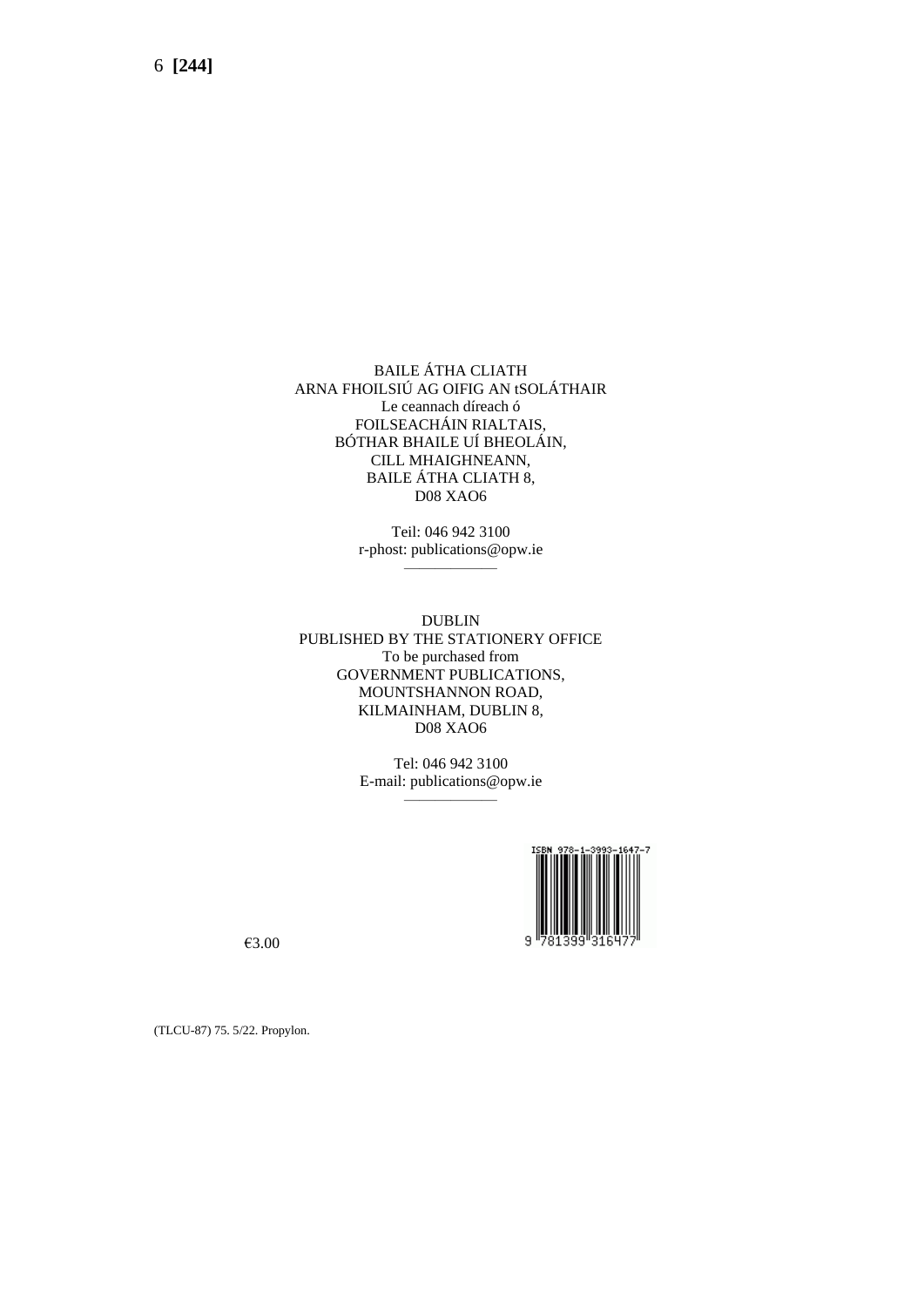BAILE ÁTHA CLIATH
ARNA FHOILSIÚ AG OIFIG AN tSOLÁTHAIR
Le ceannach díreach ó
FOILSEACHÁIN RIALTAIS,
BÓTHAR BHAILE UÍ BHEOLÁIN,
CILL MHAIGHNEANN,
BAILE ÁTHA CLIATH 8,
D08 XAO6

Teil: 046 942 3100
r-phost: publications@opw.ie

---

DUBLIN
PUBLISHED BY THE STATIONERY OFFICE
To be purchased from
GOVERNMENT PUBLICATIONS,
MOUNTSHANNON ROAD,
KILMAINHAM, DUBLIN 8,
D08 XAO6

Tel: 046 942 3100
E-mail: publications@opw.ie

---

ISBN 978-1-3993-1647-7

9 781399 316477

€3.00

(TLCU-87) 75. 5/22. Propylon.